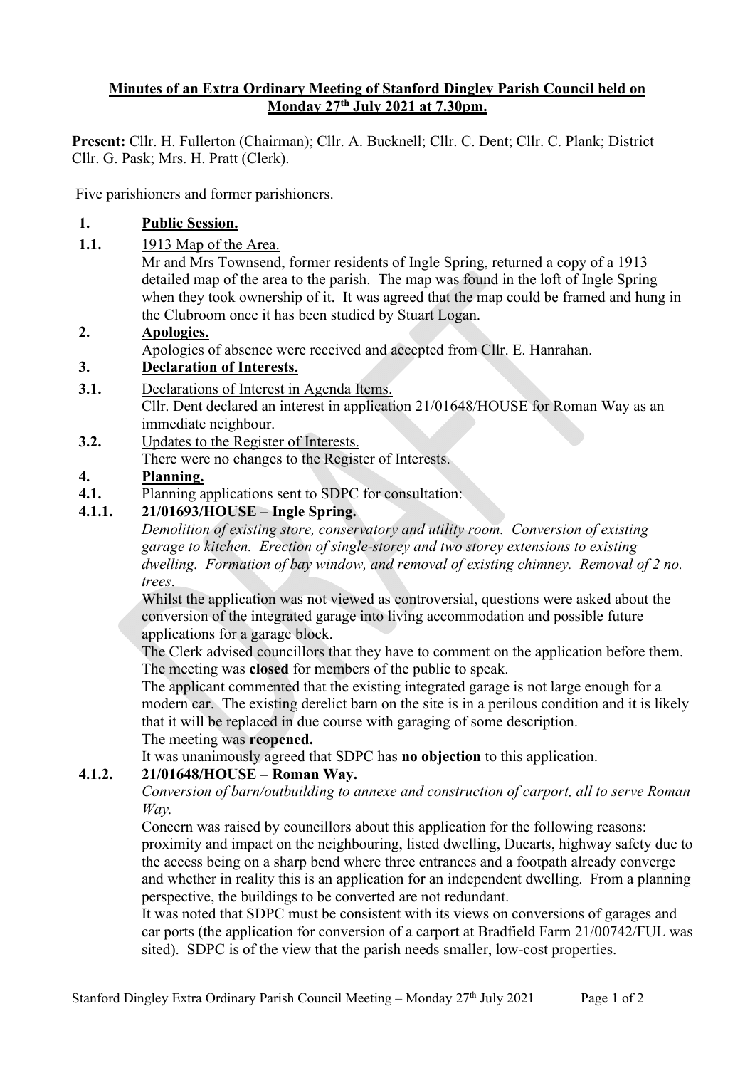**Minutes of an Extra Ordinary Meeting of Stanford Dingley Parish Council held on Monday 27th July 2021 at 7.30pm.**

**Present:** Cllr. H. Fullerton (Chairman); Cllr. A. Bucknell; Cllr. C. Dent; Cllr. C. Plank; District Cllr. G. Pask; Mrs. H. Pratt (Clerk).

Five parishioners and former parishioners.

**1. Public Session.**

**1.1.** 1913 Map of the Area.

Mr and Mrs Townsend, former residents of Ingle Spring, returned a copy of a 1913 detailed map of the area to the parish. The map was found in the loft of Ingle Spring when they took ownership of it. It was agreed that the map could be framed and hung in the Clubroom once it has been studied by Stuart Logan.

**2. Apologies.**

Apologies of absence were received and accepted from Cllr. E. Hanrahan.

**3. Declaration of Interests.**

**3.1.** Declarations of Interest in Agenda Items.

Cllr. Dent declared an interest in application 21/01648/HOUSE for Roman Way as an immediate neighbour.

**3.2.** Updates to the Register of Interests.

There were no changes to the Register of Interests.

**4. Planning.**

**4.1.** Planning applications sent to SDPC for consultation:

**4.1.1. 21/01693/HOUSE – Ingle Spring.**

*Demolition of existing store, conservatory and utility room. Conversion of existing garage to kitchen. Erection of single-storey and two storey extensions to existing dwelling. Formation of bay window, and removal of existing chimney. Removal of 2 no. trees.*

Whilst the application was not viewed as controversial, questions were asked about the conversion of the integrated garage into living accommodation and possible future applications for a garage block.

The Clerk advised councillors that they have to comment on the application before them.

The meeting was **closed** for members of the public to speak.

The applicant commented that the existing integrated garage is not large enough for a modern car. The existing derelict barn on the site is in a perilous condition and it is likely that it will be replaced in due course with garaging of some description.

The meeting was **reopened.**

It was unanimously agreed that SDPC has **no objection** to this application.

**4.1.2. 21/01648/HOUSE – Roman Way.**

*Conversion of barn/outbuilding to annexe and construction of carport, all to serve Roman Way.*

Concern was raised by councillors about this application for the following reasons: proximity and impact on the neighbouring, listed dwelling, Ducarts, highway safety due to the access being on a sharp bend where three entrances and a footpath already converge and whether in reality this is an application for an independent dwelling. From a planning perspective, the buildings to be converted are not redundant.

It was noted that SDPC must be consistent with its views on conversions of garages and car ports (the application for conversion of a carport at Bradfield Farm 21/00742/FUL was sited). SDPC is of the view that the parish needs smaller, low-cost properties.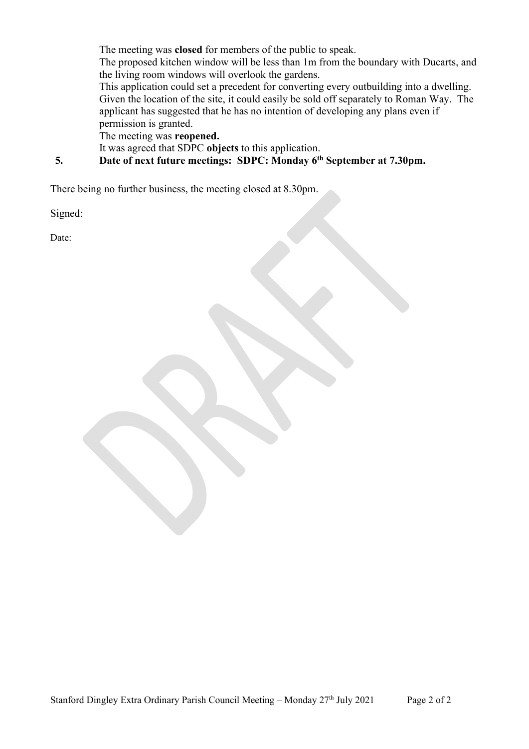The meeting was **closed** for members of the public to speak.

The proposed kitchen window will be less than 1m from the boundary with Ducarts, and the living room windows will overlook the gardens.

This application could set a precedent for converting every outbuilding into a dwelling. Given the location of the site, it could easily be sold off separately to Roman Way. The applicant has suggested that he has no intention of developing any plans even if permission is granted.

The meeting was **reopened.**

It was agreed that SDPC **objects** to this application.

**5. Date of next future meetings: SDPC: Monday 6th September at 7.30pm.**

There being no further business, the meeting closed at 8.30pm.

Signed:

Date:

DRAFT